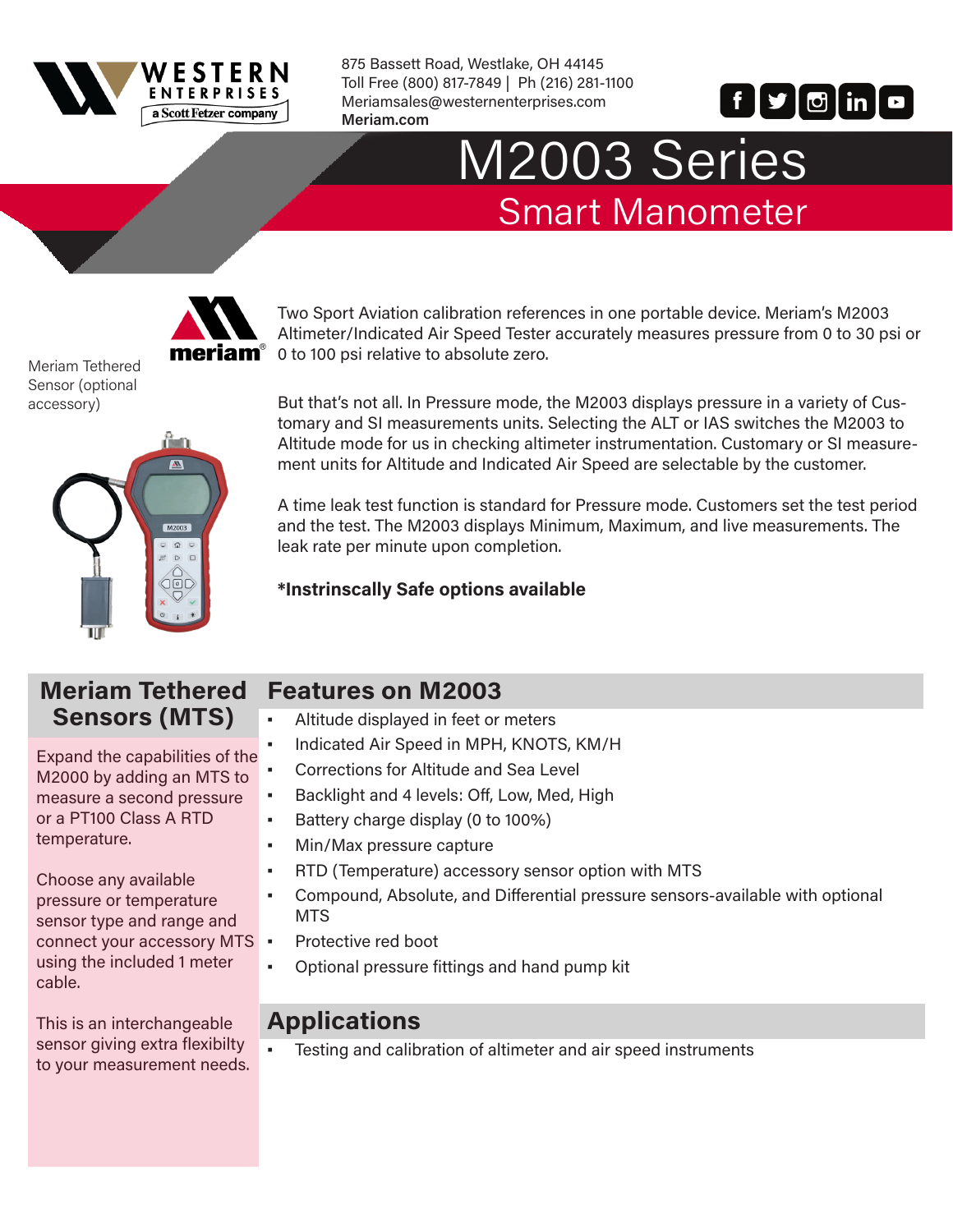WESTERN ENTERPRISES
a Scott Fetzer company

875 Bassett Road, Westlake, OH 44145
Toll Free (800) 817-7849 | Ph (216) 281-1100
Meriamsales@westernenterprises.com
**Meriam.com**

# M2003 Series

## Smart Manometer

meriam

Meriam Tethered Sensor (optional accessory)

Two Sport Aviation calibration references in one portable device. Meriam's M2003 Altimeter/Indicated Air Speed Tester accurately measures pressure from 0 to 30 psi or 0 to 100 psi relative to absolute zero.

But that's not all. In Pressure mode, the M2003 displays pressure in a variety of Customary and SI measurements units. Selecting the ALT or IAS switches the M2003 to Altitude mode for us in checking altimeter instrumentation. Customary or SI measurement units for Altitude and Indicated Air Speed are selectable by the customer.

A time leak test function is standard for Pressure mode. Customers set the test period and the test. The M2003 displays Minimum, Maximum, and live measurements. The leak rate per minute upon completion.

**\*Instrinscally Safe options available**

## Meriam Tethered Sensors (MTS)

Expand the capabilities of the M2000 by adding an MTS to measure a second pressure or a PT100 Class A RTD temperature.

Choose any available pressure or temperature sensor type and range and connect your accessory MTS using the included 1 meter cable.

This is an interchangeable sensor giving extra flexibilty to your measurement needs.

## Features on M2003

- Altitude displayed in feet or meters
- Indicated Air Speed in MPH, KNOTS, KM/H
- Corrections for Altitude and Sea Level
- Backlight and 4 levels: Off, Low, Med, High
- Battery charge display (0 to 100%)
- Min/Max pressure capture
- RTD (Temperature) accessory sensor option with MTS
- Compound, Absolute, and Differential pressure sensors-available with optional MTS
- Protective red boot
- Optional pressure fittings and hand pump kit

## Applications

- Testing and calibration of altimeter and air speed instruments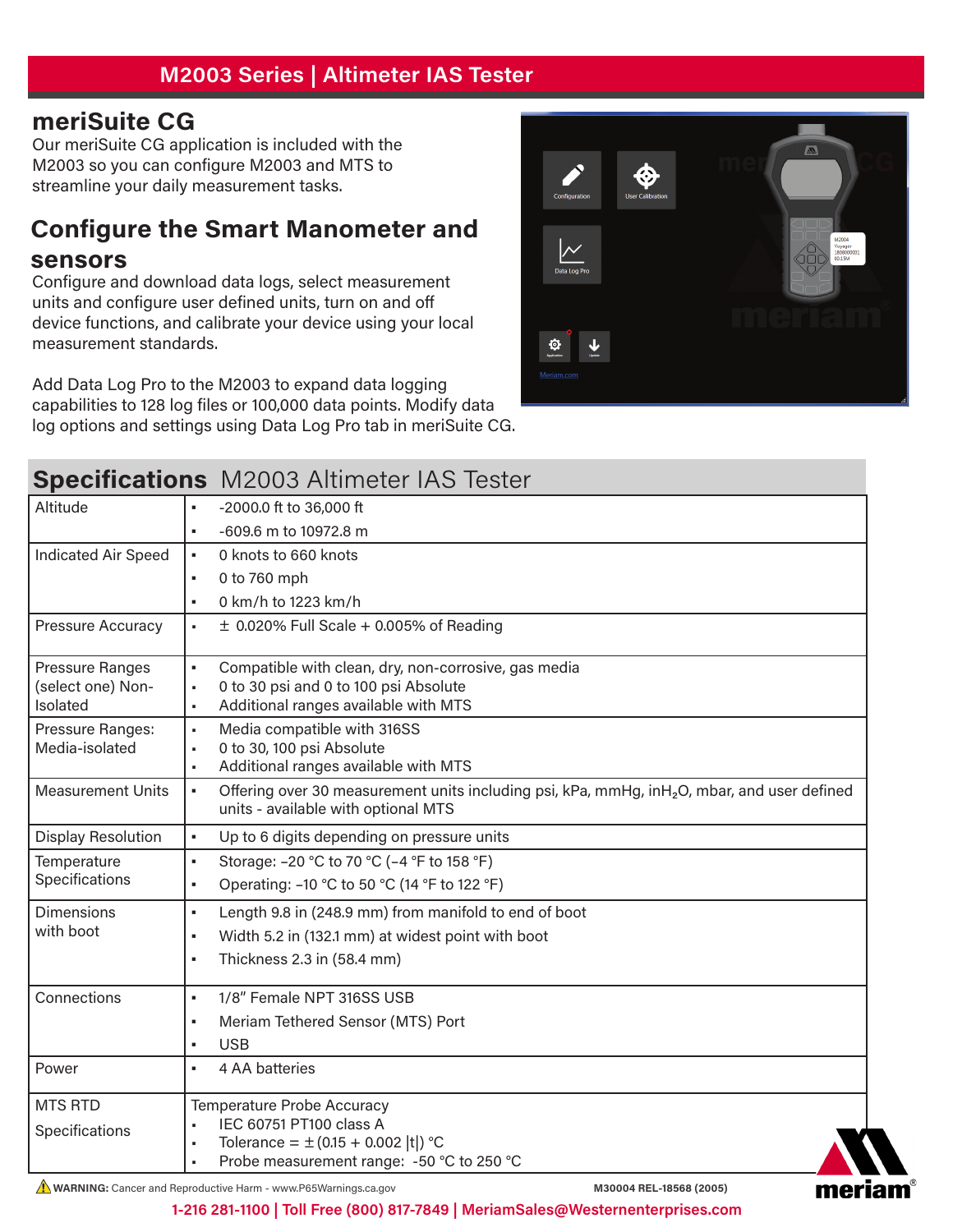# M2003 Series | Altimeter IAS Tester

## meriSuite CG

Our meriSuite CG application is included with the M2003 so you can configure M2003 and MTS to streamline your daily measurement tasks.

## Configure the Smart Manometer and sensors

Configure and download data logs, select measurement units and configure user defined units, turn on and off device functions, and calibrate your device using your local measurement standards.

Add Data Log Pro to the M2003 to expand data logging capabilities to 128 log files or 100,000 data points. Modify data log options and settings using Data Log Pro tab in meriSuite CG.

## Specifications M2003 Altimeter IAS Tester

| | |
|---|---|
| Altitude | • -2000.0 ft to 36,000 ft<br>• -609.6 m to 10972.8 m |
| Indicated Air Speed | • 0 knots to 660 knots<br>• 0 to 760 mph<br>• 0 km/h to 1223 km/h |
| Pressure Accuracy | • ± 0.020% Full Scale + 0.005% of Reading |
| Pressure Ranges (select one) Non-Isolated | • Compatible with clean, dry, non-corrosive, gas media<br>• 0 to 30 psi and 0 to 100 psi Absolute<br>• Additional ranges available with MTS |
| Pressure Ranges: Media-isolated | • Media compatible with 316SS<br>• 0 to 30, 100 psi Absolute<br>• Additional ranges available with MTS |
| Measurement Units | • Offering over 30 measurement units including psi, kPa, mmHg, $inH_2O$, mbar, and user defined units - available with optional MTS |
| Display Resolution | • Up to 6 digits depending on pressure units |
| Temperature Specifications | • Storage: –20 °C to 70 °C (–4 °F to 158 °F)<br>• Operating: –10 °C to 50 °C (14 °F to 122 °F) |
| Dimensions with boot | • Length 9.8 in (248.9 mm) from manifold to end of boot<br>• Width 5.2 in (132.1 mm) at widest point with boot<br>• Thickness 2.3 in (58.4 mm) |
| Connections | • 1/8" Female NPT 316SS USB<br>• Meriam Tethered Sensor (MTS) Port<br>• USB |
| Power | • 4 AA batteries |
| MTS RTD Specifications | Temperature Probe Accuracy<br>• IEC 60751 PT100 class A<br>• Tolerance = ± (0.15 + 0.002 \|t\|) °C<br>• Probe measurement range: -50 °C to 250 °C |

⚠ **WARNING:** Cancer and Reproductive Harm - www.P65Warnings.ca.gov

M30004 REL-18568 (2005)

1-216 281-1100 | Toll Free (800) 817-7849 | MeriamSales@Westernenterprises.com